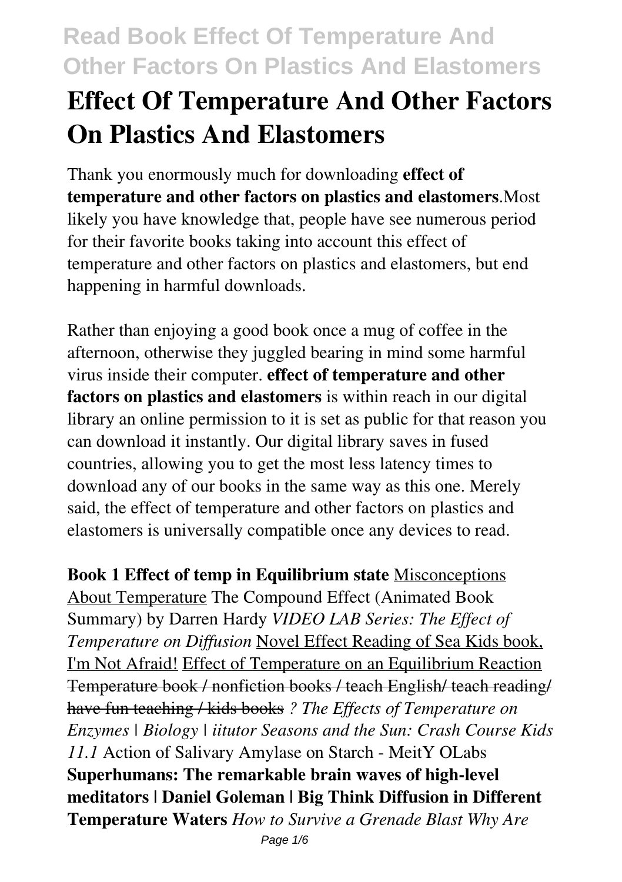# Effect Of Temperature And Other Factors On Plastics And Elastomers

Thank you enormously much for downloading **effect of temperature and other factors on plastics and elastomers**.Most likely you have knowledge that, people have see numerous period for their favorite books taking into account this effect of temperature and other factors on plastics and elastomers, but end happening in harmful downloads.

Rather than enjoying a good book once a mug of coffee in the afternoon, otherwise they juggled bearing in mind some harmful virus inside their computer. **effect of temperature and other factors on plastics and elastomers** is within reach in our digital library an online permission to it is set as public for that reason you can download it instantly. Our digital library saves in fused countries, allowing you to get the most less latency times to download any of our books in the same way as this one. Merely said, the effect of temperature and other factors on plastics and elastomers is universally compatible once any devices to read.

**Book 1 Effect of temp in Equilibrium state** Misconceptions About Temperature The Compound Effect (Animated Book Summary) by Darren Hardy *VIDEO LAB Series: The Effect of Temperature on Diffusion* Novel Effect Reading of Sea Kids book, I'm Not Afraid! Effect of Temperature on an Equilibrium Reaction ~~Temperature book / nonfiction books / teach English/ teach reading/ have fun teaching / kids books~~ *? The Effects of Temperature on Enzymes | Biology | iitutor Seasons and the Sun: Crash Course Kids 11.1* Action of Salivary Amylase on Starch - MeitY OLabs **Superhumans: The remarkable brain waves of high-level meditators | Daniel Goleman | Big Think Diffusion in Different Temperature Waters** *How to Survive a Grenade Blast Why Are*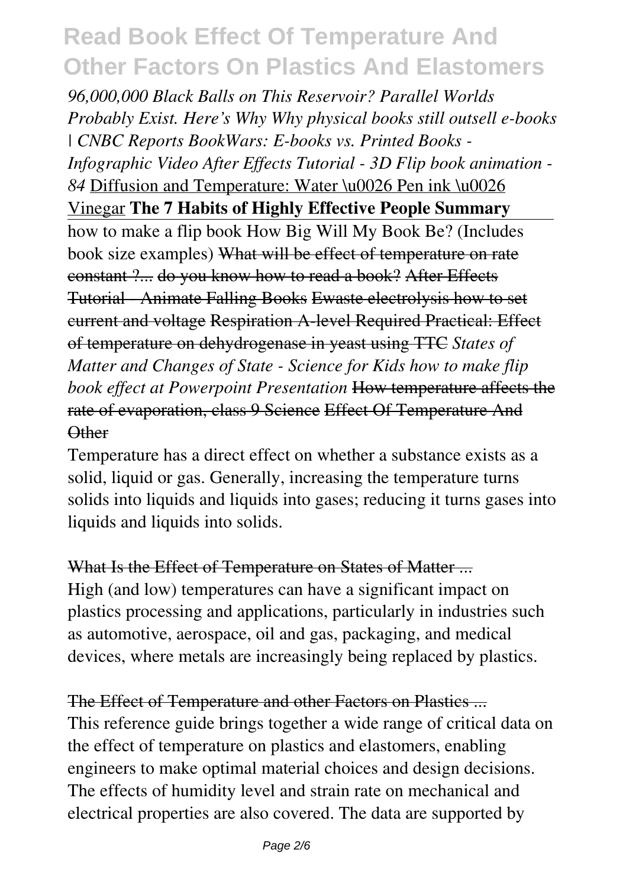*96,000,000 Black Balls on This Reservoir? Parallel Worlds Probably Exist. Here's Why Why physical books still outsell e-books | CNBC Reports BookWars: E-books vs. Printed Books - Infographic Video After Effects Tutorial - 3D Flip book animation - 84* Diffusion and Temperature: Water \u0026 Pen ink \u0026 Vinegar **The 7 Habits of Highly Effective People Summary**

how to make a flip book How Big Will My Book Be? (Includes book size examples) ~~What will be effect of temperature on rate constant ?... do you know how to read a book? After Effects Tutorial - Animate Falling Books Ewaste electrolysis how to set current and voltage Respiration A-level Required Practical: Effect of temperature on dehydrogenase in yeast using TTC~~ *States of Matter and Changes of State - Science for Kids how to make flip book effect at Powerpoint Presentation* ~~How temperature affects the rate of evaporation, class 9 Science Effect Of Temperature And Other~~

Temperature has a direct effect on whether a substance exists as a solid, liquid or gas. Generally, increasing the temperature turns solids into liquids and liquids into gases; reducing it turns gases into liquids and liquids into solids.

~~What Is the Effect of Temperature on States of Matter ...~~

High (and low) temperatures can have a significant impact on plastics processing and applications, particularly in industries such as automotive, aerospace, oil and gas, packaging, and medical devices, where metals are increasingly being replaced by plastics.

~~The Effect of Temperature and other Factors on Plastics ...~~

This reference guide brings together a wide range of critical data on the effect of temperature on plastics and elastomers, enabling engineers to make optimal material choices and design decisions. The effects of humidity level and strain rate on mechanical and electrical properties are also covered. The data are supported by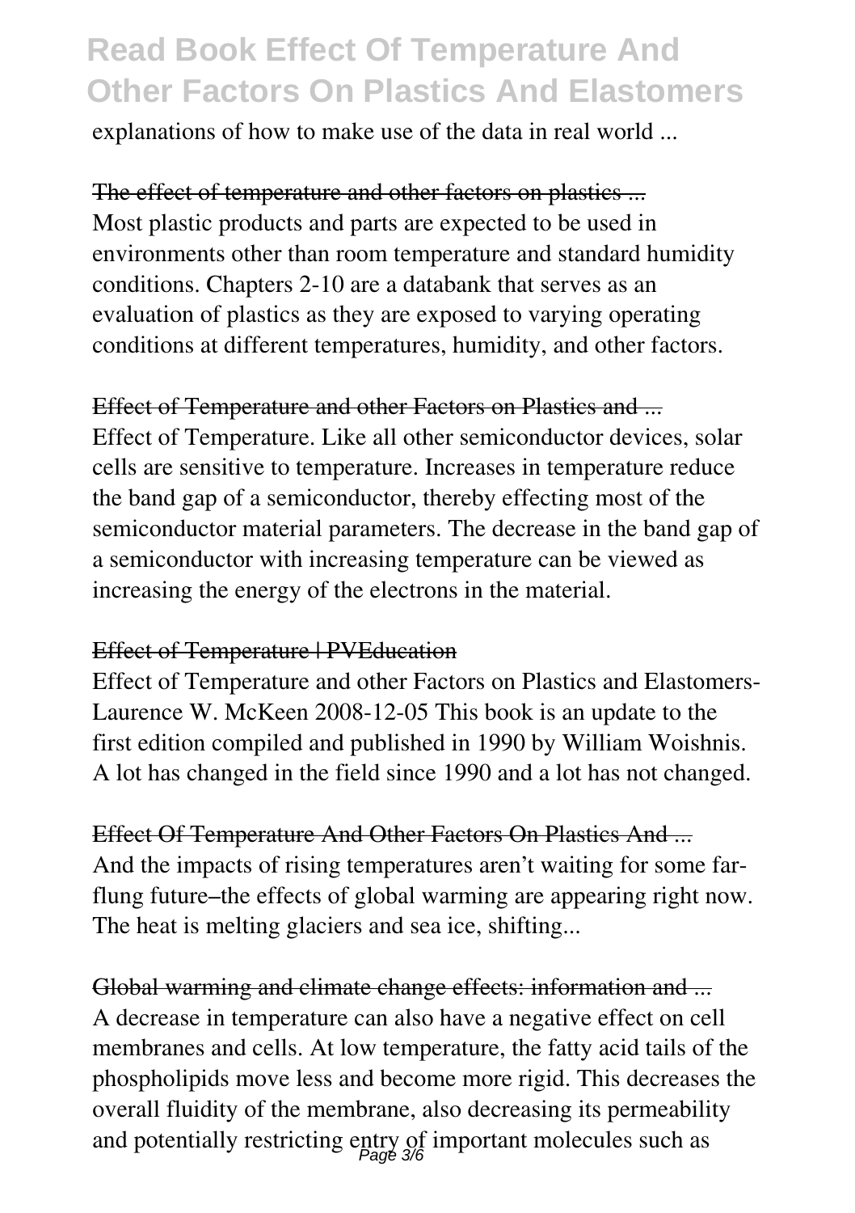explanations of how to make use of the data in real world ...

The effect of temperature and other factors on plastics ...

Most plastic products and parts are expected to be used in environments other than room temperature and standard humidity conditions. Chapters 2-10 are a databank that serves as an evaluation of plastics as they are exposed to varying operating conditions at different temperatures, humidity, and other factors.

Effect of Temperature and other Factors on Plastics and ...

Effect of Temperature. Like all other semiconductor devices, solar cells are sensitive to temperature. Increases in temperature reduce the band gap of a semiconductor, thereby effecting most of the semiconductor material parameters. The decrease in the band gap of a semiconductor with increasing temperature can be viewed as increasing the energy of the electrons in the material.

Effect of Temperature | PVEducation

Effect of Temperature and other Factors on Plastics and Elastomers-Laurence W. McKeen 2008-12-05 This book is an update to the first edition compiled and published in 1990 by William Woishnis. A lot has changed in the field since 1990 and a lot has not changed.

Effect Of Temperature And Other Factors On Plastics And ...

And the impacts of rising temperatures aren't waiting for some far-flung future–the effects of global warming are appearing right now. The heat is melting glaciers and sea ice, shifting...

Global warming and climate change effects: information and ...

A decrease in temperature can also have a negative effect on cell membranes and cells. At low temperature, the fatty acid tails of the phospholipids move less and become more rigid. This decreases the overall fluidity of the membrane, also decreasing its permeability and potentially restricting entry of important molecules such as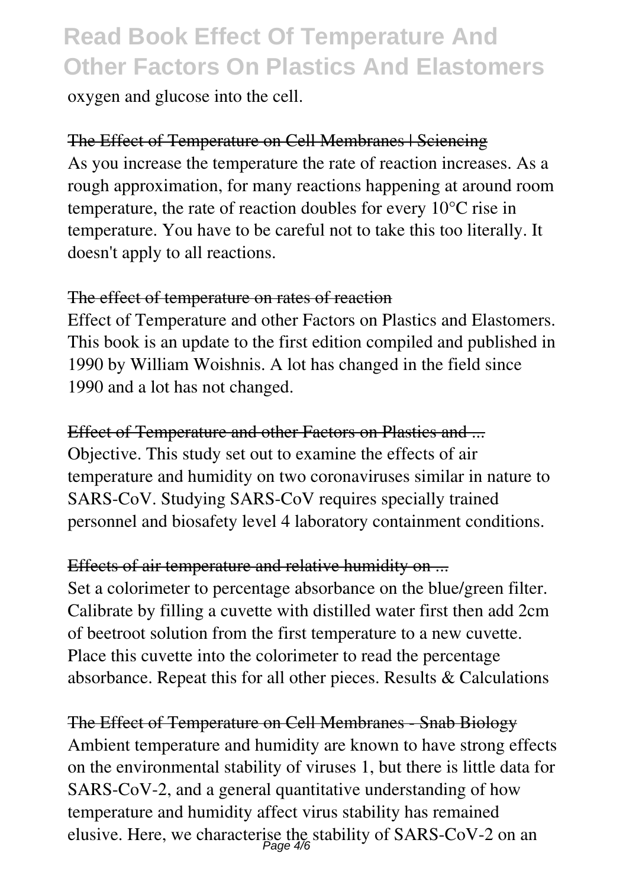oxygen and glucose into the cell.

The Effect of Temperature on Cell Membranes | Sciencing

As you increase the temperature the rate of reaction increases. As a rough approximation, for many reactions happening at around room temperature, the rate of reaction doubles for every 10°C rise in temperature. You have to be careful not to take this too literally. It doesn't apply to all reactions.

The effect of temperature on rates of reaction

Effect of Temperature and other Factors on Plastics and Elastomers. This book is an update to the first edition compiled and published in 1990 by William Woishnis. A lot has changed in the field since 1990 and a lot has not changed.

Effect of Temperature and other Factors on Plastics and ...

Objective. This study set out to examine the effects of air temperature and humidity on two coronaviruses similar in nature to SARS-CoV. Studying SARS-CoV requires specially trained personnel and biosafety level 4 laboratory containment conditions.

Effects of air temperature and relative humidity on ...

Set a colorimeter to percentage absorbance on the blue/green filter. Calibrate by filling a cuvette with distilled water first then add 2cm of beetroot solution from the first temperature to a new cuvette. Place this cuvette into the colorimeter to read the percentage absorbance. Repeat this for all other pieces. Results & Calculations

The Effect of Temperature on Cell Membranes - Snab Biology

Ambient temperature and humidity are known to have strong effects on the environmental stability of viruses 1, but there is little data for SARS-CoV-2, and a general quantitative understanding of how temperature and humidity affect virus stability has remained elusive. Here, we characterise the stability of SARS-CoV-2 on an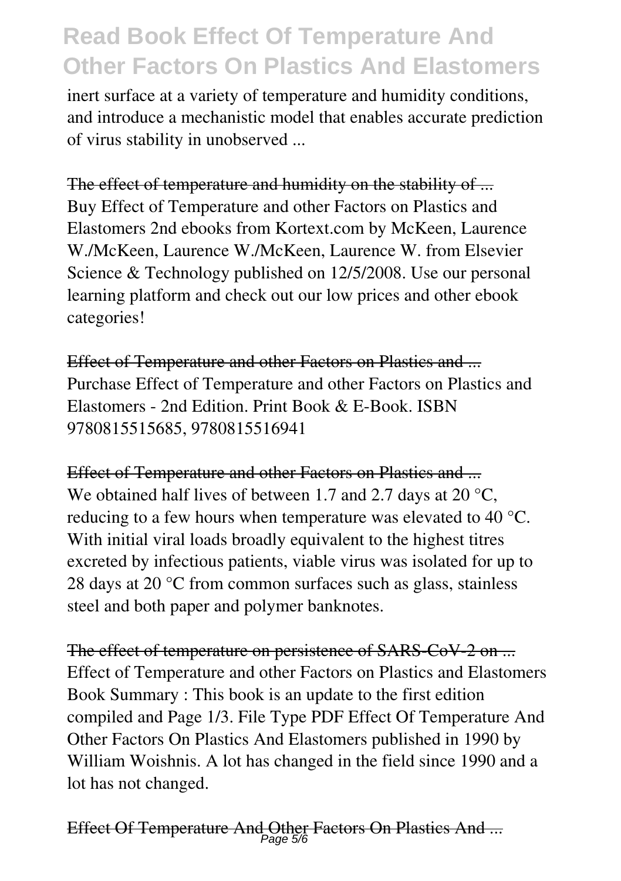inert surface at a variety of temperature and humidity conditions, and introduce a mechanistic model that enables accurate prediction of virus stability in unobserved ...

~~The effect of temperature and humidity on the stability of ...~~
Buy Effect of Temperature and other Factors on Plastics and Elastomers 2nd ebooks from Kortext.com by McKeen, Laurence W./McKeen, Laurence W./McKeen, Laurence W. from Elsevier Science & Technology published on 12/5/2008. Use our personal learning platform and check out our low prices and other ebook categories!

~~Effect of Temperature and other Factors on Plastics and ...~~
Purchase Effect of Temperature and other Factors on Plastics and Elastomers - 2nd Edition. Print Book & E-Book. ISBN 9780815515685, 9780815516941

~~Effect of Temperature and other Factors on Plastics and ...~~
We obtained half lives of between 1.7 and 2.7 days at 20 °C, reducing to a few hours when temperature was elevated to 40 °C. With initial viral loads broadly equivalent to the highest titres excreted by infectious patients, viable virus was isolated for up to 28 days at 20 °C from common surfaces such as glass, stainless steel and both paper and polymer banknotes.

~~The effect of temperature on persistence of SARS-CoV-2 on ...~~
Effect of Temperature and other Factors on Plastics and Elastomers Book Summary : This book is an update to the first edition compiled and Page 1/3. File Type PDF Effect Of Temperature And Other Factors On Plastics And Elastomers published in 1990 by William Woishnis. A lot has changed in the field since 1990 and a lot has not changed.

~~Effect Of Temperature And Other Factors On Plastics And ...~~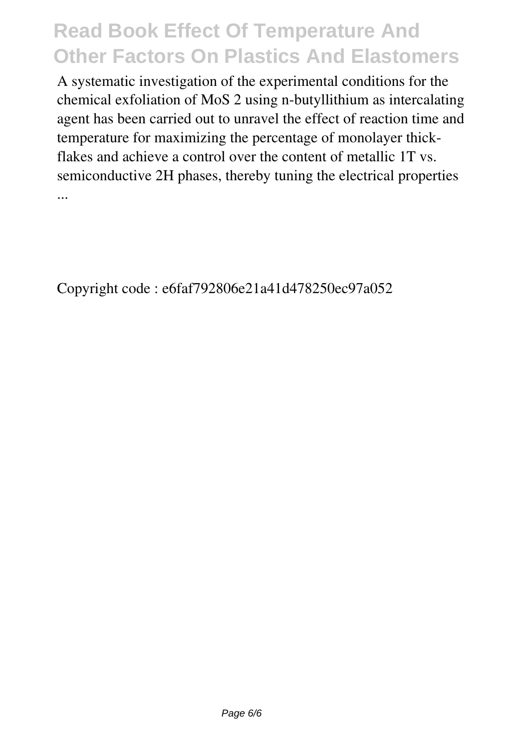A systematic investigation of the experimental conditions for the chemical exfoliation of $MoS_2$ using n-butyllithium as intercalating agent has been carried out to unravel the effect of reaction time and temperature for maximizing the percentage of monolayer thick-flakes and achieve a control over the content of metallic 1T vs. semiconductive 2H phases, thereby tuning the electrical properties ...

Copyright code : e6faf792806e21a41d478250ec97a052